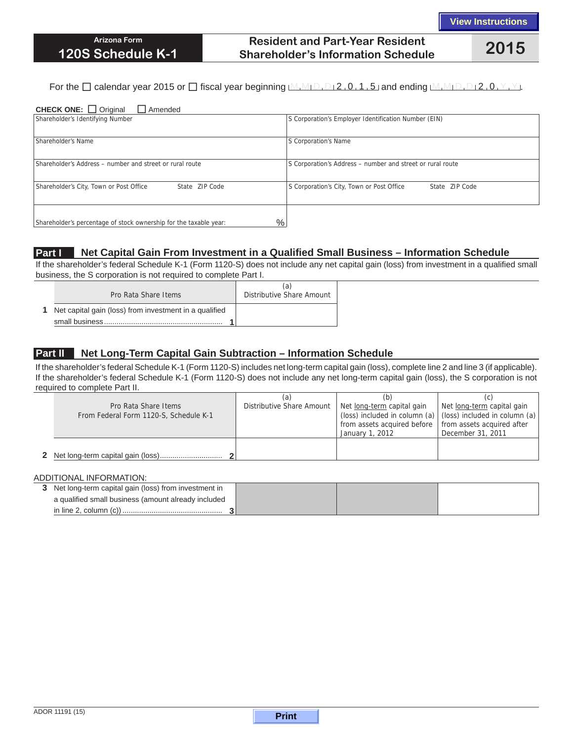View Instructions

# Arizona Form 120S Schedule K-1

## Resident and Part-Year Resident Shareholder's Information Schedule

## 2015

For the ☐ calendar year 2015 or ☐ fiscal year beginning M M D D 2 0 1 5 and ending M M D D 2 0 Y Y.

**CHECK ONE:** ☐ Original ☐ Amended

| | |
|---|---|
| Shareholder's Identifying Number | S Corporation's Employer Identification Number (EIN) |
| Shareholder's Name | S Corporation's Name |
| Shareholder's Address – number and street or rural route | S Corporation's Address – number and street or rural route |
| Shareholder's City, Town or Post Office State ZIP Code | S Corporation's City, Town or Post Office State ZIP Code |
| Shareholder's percentage of stock ownership for the taxable year: % | |

## Part I Net Capital Gain From Investment in a Qualified Small Business – Information Schedule

If the shareholder's federal Schedule K-1 (Form 1120-S) does not include any net capital gain (loss) from investment in a qualified small business, the S corporation is not required to complete Part I.

| Pro Rata Share Items | (a) Distributive Share Amount |
|---|---|
| 1 Net capital gain (loss) from investment in a qualified small business ........ 1 | |

## Part II Net Long-Term Capital Gain Subtraction – Information Schedule

If the shareholder's federal Schedule K-1 (Form 1120-S) includes net long-term capital gain (loss), complete line 2 and line 3 (if applicable). If the shareholder's federal Schedule K-1 (Form 1120-S) does not include any net long-term capital gain (loss), the S corporation is not required to complete Part II.

| Pro Rata Share Items From Federal Form 1120-S, Schedule K-1 | (a) Distributive Share Amount | (b) Net long-term capital gain (loss) included in column (a) from assets acquired before January 1, 2012 | (c) Net long-term capital gain (loss) included in column (a) from assets acquired after December 31, 2011 |
|---|---|---|---|
| 2 Net long-term capital gain (loss)........ 2 | | | |

ADDITIONAL INFORMATION:

| | | | |
|---|---|---|---|
| 3 Net long-term capital gain (loss) from investment in a qualified small business (amount already included in line 2, column (c)) ........ 3 | | | |

ADOR 11191 (15)

Print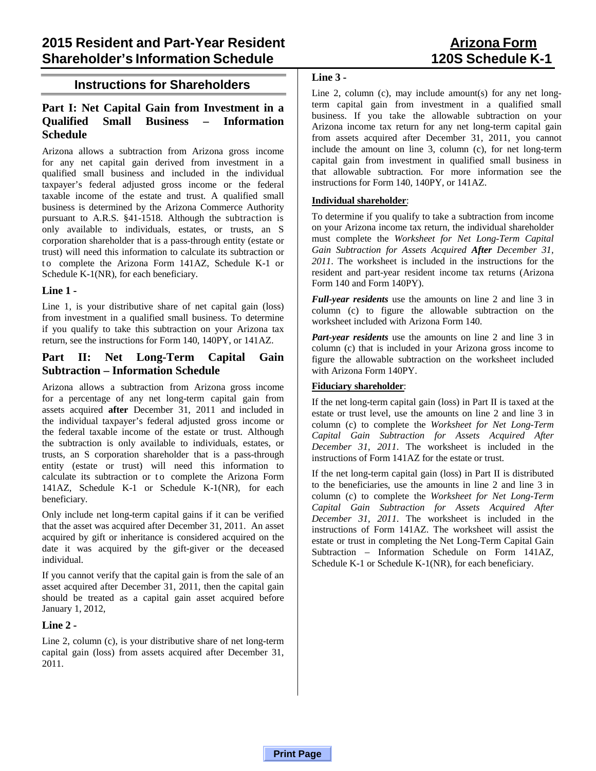# 2015 Resident and Part-Year Resident Shareholder's Information Schedule

# Arizona Form 120S Schedule K-1

## Instructions for Shareholders

### Part I: Net Capital Gain from Investment in a Qualified Small Business – Information Schedule

Arizona allows a subtraction from Arizona gross income for any net capital gain derived from investment in a qualified small business and included in the individual taxpayer's federal adjusted gross income or the federal taxable income of the estate and trust. A qualified small business is determined by the Arizona Commerce Authority pursuant to A.R.S. §41-1518. Although the subtraction is only available to individuals, estates, or trusts, an S corporation shareholder that is a pass-through entity (estate or trust) will need this information to calculate its subtraction or to complete the Arizona Form 141AZ, Schedule K-1 or Schedule K-1(NR), for each beneficiary.

#### Line 1 -

Line 1, is your distributive share of net capital gain (loss) from investment in a qualified small business. To determine if you qualify to take this subtraction on your Arizona tax return, see the instructions for Form 140, 140PY, or 141AZ.

### Part II: Net Long-Term Capital Gain Subtraction – Information Schedule

Arizona allows a subtraction from Arizona gross income for a percentage of any net long-term capital gain from assets acquired **after** December 31, 2011 and included in the individual taxpayer's federal adjusted gross income or the federal taxable income of the estate or trust. Although the subtraction is only available to individuals, estates, or trusts, an S corporation shareholder that is a pass-through entity (estate or trust) will need this information to calculate its subtraction or to complete the Arizona Form 141AZ, Schedule K-1 or Schedule K-1(NR), for each beneficiary.

Only include net long-term capital gains if it can be verified that the asset was acquired after December 31, 2011. An asset acquired by gift or inheritance is considered acquired on the date it was acquired by the gift-giver or the deceased individual.

If you cannot verify that the capital gain is from the sale of an asset acquired after December 31, 2011, then the capital gain should be treated as a capital gain asset acquired before January 1, 2012,

#### Line 2 -

Line 2, column (c), is your distributive share of net long-term capital gain (loss) from assets acquired after December 31, 2011.

#### Line 3 -

Line 2, column (c), may include amount(s) for any net long-term capital gain from investment in a qualified small business. If you take the allowable subtraction on your Arizona income tax return for any net long-term capital gain from assets acquired after December 31, 2011, you cannot include the amount on line 3, column (c), for net long-term capital gain from investment in qualified small business in that allowable subtraction. For more information see the instructions for Form 140, 140PY, or 141AZ.

**Individual shareholder**:

To determine if you qualify to take a subtraction from income on your Arizona income tax return, the individual shareholder must complete the *Worksheet for Net Long-Term Capital Gain Subtraction for Assets Acquired **After** December 31, 2011*. The worksheet is included in the instructions for the resident and part-year resident income tax returns (Arizona Form 140 and Form 140PY).

***Full-year residents*** use the amounts on line 2 and line 3 in column (c) to figure the allowable subtraction on the worksheet included with Arizona Form 140.

***Part-year residents*** use the amounts on line 2 and line 3 in column (c) that is included in your Arizona gross income to figure the allowable subtraction on the worksheet included with Arizona Form 140PY.

**Fiduciary shareholder**:

If the net long-term capital gain (loss) in Part II is taxed at the estate or trust level, use the amounts on line 2 and line 3 in column (c) to complete the *Worksheet for Net Long-Term Capital Gain Subtraction for Assets Acquired After December 31, 2011*. The worksheet is included in the instructions of Form 141AZ for the estate or trust.

If the net long-term capital gain (loss) in Part II is distributed to the beneficiaries, use the amounts in line 2 and line 3 in column (c) to complete the *Worksheet for Net Long-Term Capital Gain Subtraction for Assets Acquired After December 31, 2011*. The worksheet is included in the instructions of Form 141AZ. The worksheet will assist the estate or trust in completing the Net Long-Term Capital Gain Subtraction – Information Schedule on Form 141AZ, Schedule K-1 or Schedule K-1(NR), for each beneficiary.